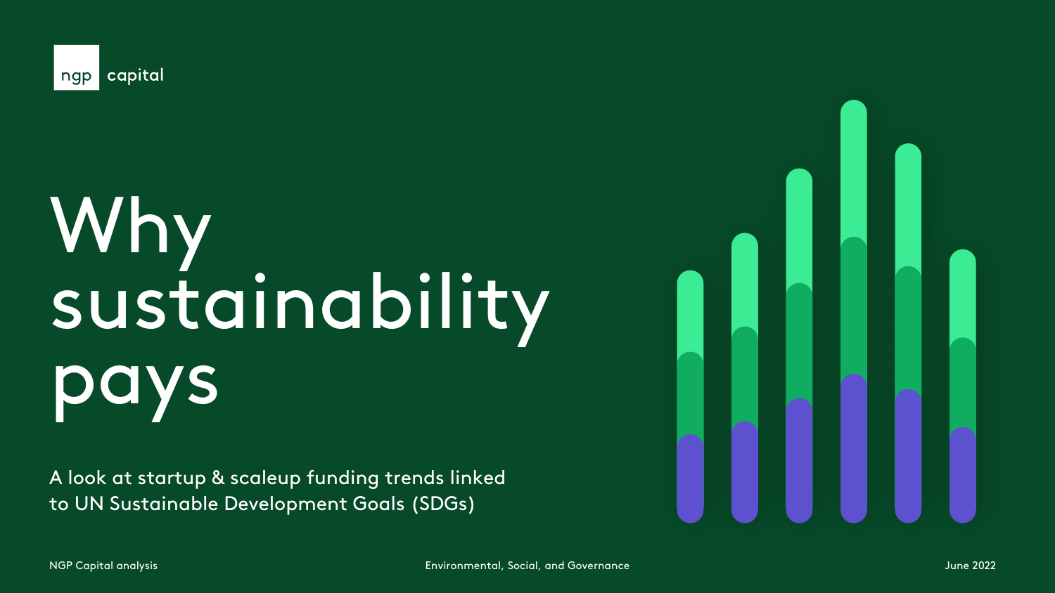ngp capital

# Why sustainability pays

A look at startup & scaleup funding trends linked to UN Sustainable Development Goals (SDGs)

NGP Capital analysis

Environmental, Social, and Governance

June 2022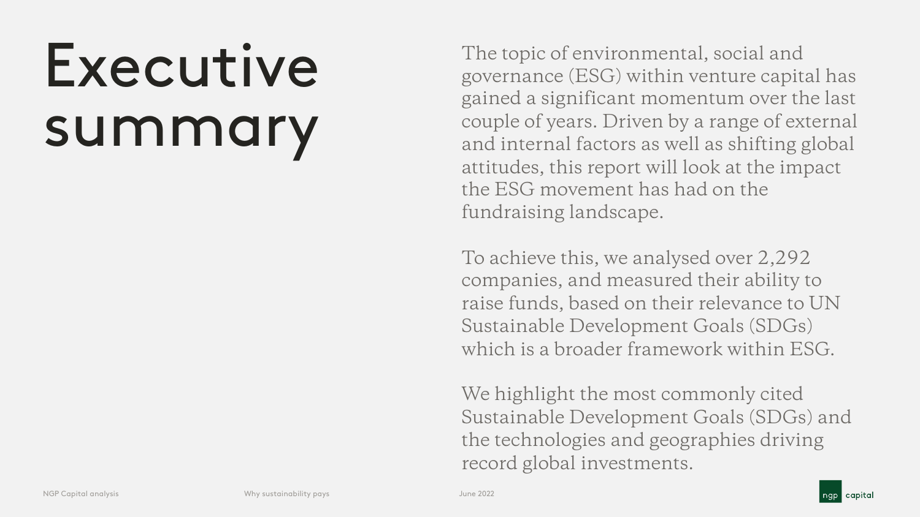# Executive summary

The topic of environmental, social and governance (ESG) within venture capital has gained a significant momentum over the last couple of years. Driven by a range of external and internal factors as well as shifting global attitudes, this report will look at the impact the ESG movement has had on the fundraising landscape.

To achieve this, we analysed over 2,292 companies, and measured their ability to raise funds, based on their relevance to UN Sustainable Development Goals (SDGs) which is a broader framework within ESG.

We highlight the most commonly cited Sustainable Development Goals (SDGs) and the technologies and geographies driving record global investments.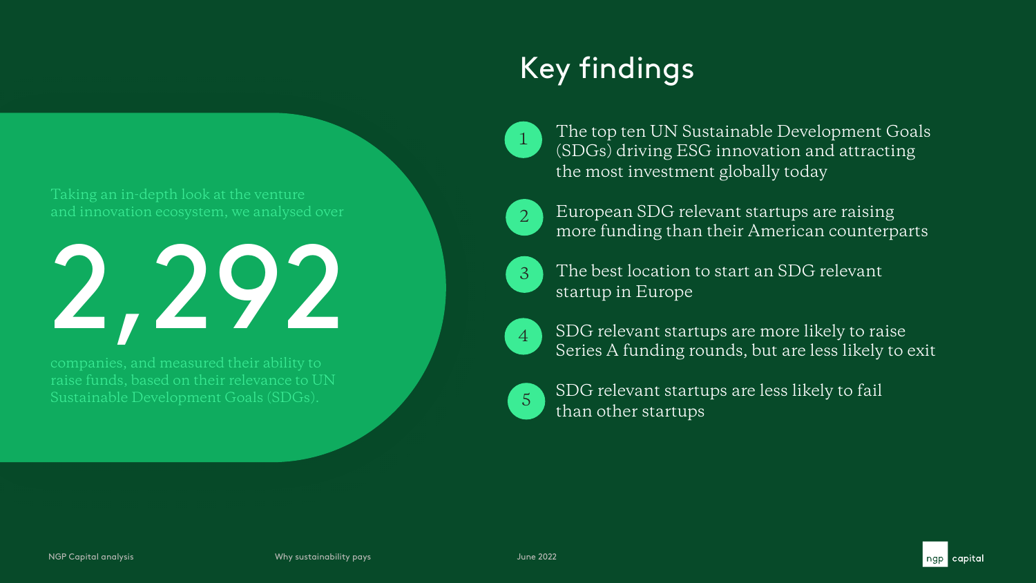Taking an in-depth look at the venture and innovation ecosystem, we analysed over

**2,292**

companies, and measured their ability to raise funds, based on their relevance to UN Sustainable Development Goals (SDGs).

# Key findings

1. The top ten UN Sustainable Development Goals (SDGs) driving ESG innovation and attracting the most investment globally today
2. European SDG relevant startups are raising more funding than their American counterparts
3. The best location to start an SDG relevant startup in Europe
4. SDG relevant startups are more likely to raise Series A funding rounds, but are less likely to exit
5. SDG relevant startups are less likely to fail than other startups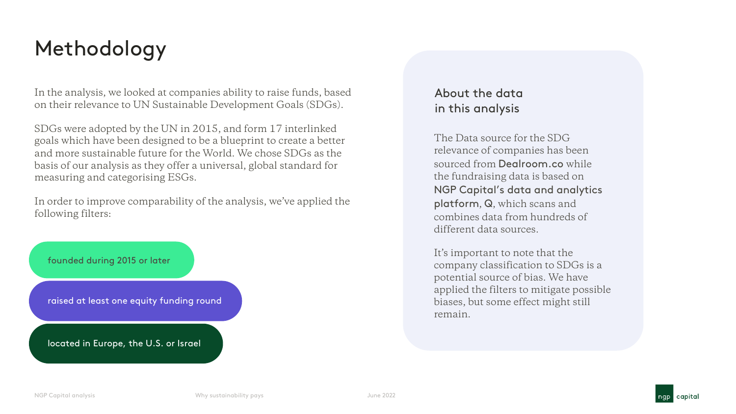# Methodology

In the analysis, we looked at companies ability to raise funds, based on their relevance to UN Sustainable Development Goals (SDGs).

SDGs were adopted by the UN in 2015, and form 17 interlinked goals which have been designed to be a blueprint to create a better and more sustainable future for the World. We chose SDGs as the basis of our analysis as they offer a universal, global standard for measuring and categorising ESGs.

In order to improve comparability of the analysis, we've applied the following filters:

- founded during 2015 or later
- raised at least one equity funding round
- located in Europe, the U.S. or Israel

## About the data in this analysis

The Data source for the SDG relevance of companies has been sourced from **Dealroom.co** while the fundraising data is based on **NGP Capital's data and analytics platform**, **Q**, which scans and combines data from hundreds of different data sources.

It's important to note that the company classification to SDGs is a potential source of bias. We have applied the filters to mitigate possible biases, but some effect might still remain.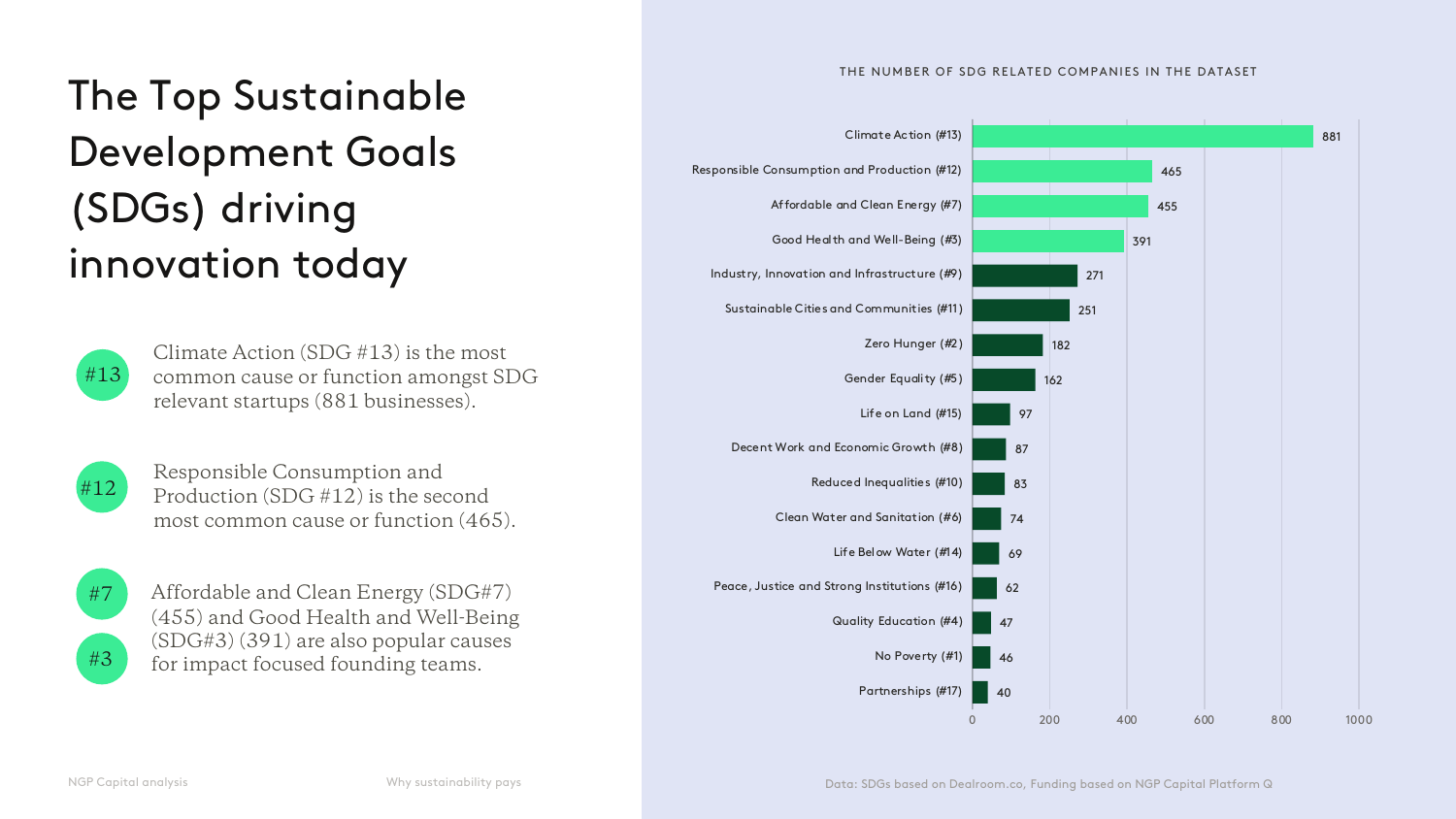# The Top Sustainable Development Goals (SDGs) driving innovation today

**#13** Climate Action (SDG #13) is the most common cause or function amongst SDG relevant startups (881 businesses).

**#12** Responsible Consumption and Production (SDG #12) is the second most common cause or function (465).

**#7** **#3** Affordable and Clean Energy (SDG#7) (455) and Good Health and Well-Being (SDG#3) (391) are also popular causes for impact focused founding teams.

NGP Capital analysis

### THE NUMBER OF SDG RELATED COMPANIES IN THE DATASET

| SDG | Number of companies |
|---|---|
| Climate Action (#13) | 881 |
| Responsible Consumption and Production (#12) | 465 |
| Affordable and Clean Energy (#7) | 455 |
| Good Health and Well-Being (#3) | 391 |
| Industry, Innovation and Infrastructure (#9) | 271 |
| Sustainable Cities and Communities (#11) | 251 |
| Zero Hunger (#2) | 182 |
| Gender Equality (#5) | 162 |
| Life on Land (#15) | 97 |
| Decent Work and Economic Growth (#8) | 87 |
| Reduced Inequalities (#10) | 83 |
| Clean Water and Sanitation (#6) | 74 |
| Life Below Water (#14) | 69 |
| Peace, Justice and Strong Institutions (#16) | 62 |
| Quality Education (#4) | 47 |
| No Poverty (#1) | 46 |
| Partnerships (#17) | 40 |

Data: SDGs based on Dealroom.co, Funding based on NGP Capital Platform Q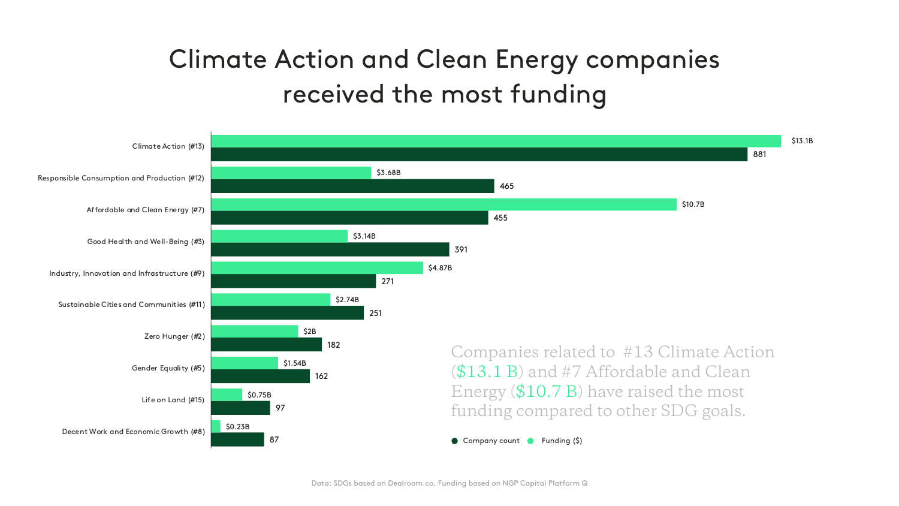# Climate Action and Clean Energy companies received the most funding

| SDG | Funding ($) | Company count |
| --- | --- | --- |
| Climate Action (#13) | $13.1B | 881 |
| Responsible Consumption and Production (#12) | $3.68B | 465 |
| Affordable and Clean Energy (#7) | $10.7B | 455 |
| Good Health and Well-Being (#3) | $3.14B | 391 |
| Industry, Innovation and Infrastructure (#9) | $4.87B | 271 |
| Sustainable Cities and Communities (#11) | $2.74B | 251 |
| Zero Hunger (#2) | $2B | 182 |
| Gender Equality (#5) | $1.54B | 162 |
| Life on Land (#15) | $0.75B | 97 |
| Decent Work and Economic Growth (#8) | $0.23B | 87 |

Companies related to #13 Climate Action ($13.1 B) and #7 Affordable and Clean Energy ($10.7 B) have raised the most funding compared to other SDG goals.

Data: SDGs based on Dealroom.co, Funding based on NGP Capital Platform Q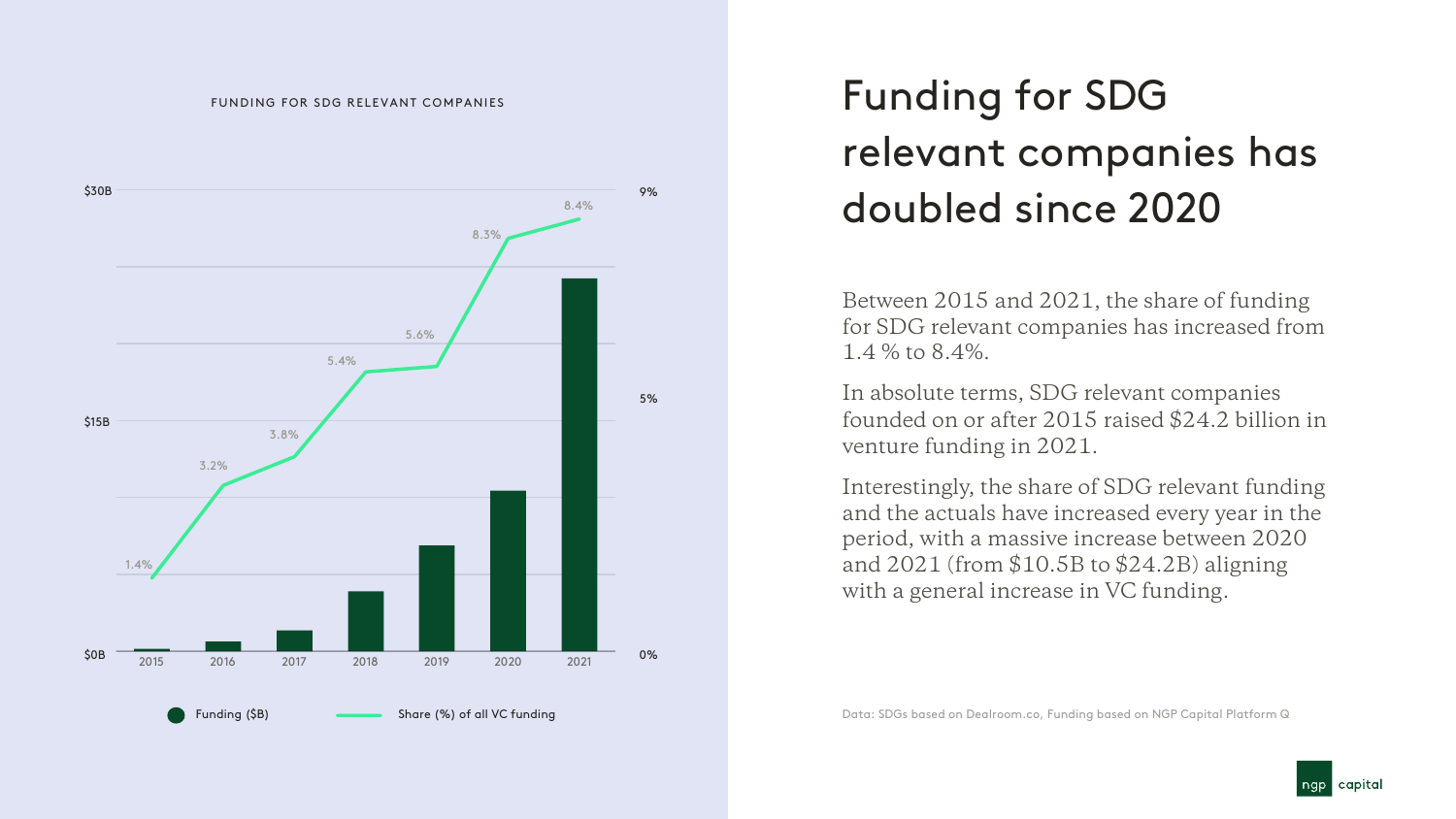FUNDING FOR SDG RELEVANT COMPANIES

| Year | Share (%) of all VC funding |
|---|---|
| 2015 | 1.4% |
| 2016 | 3.2% |
| 2017 | 3.8% |
| 2018 | 5.4% |
| 2019 | 5.6% |
| 2020 | 8.3% |
| 2021 | 8.4% |

Funding ($B) ● Share (%) of all VC funding

# Funding for SDG relevant companies has doubled since 2020

Between 2015 and 2021, the share of funding for SDG relevant companies has increased from 1.4 % to 8.4%.

In absolute terms, SDG relevant companies founded on or after 2015 raised $24.2 billion in venture funding in 2021.

Interestingly, the share of SDG relevant funding and the actuals have increased every year in the period, with a massive increase between 2020 and 2021 (from $10.5B to $24.2B) aligning with a general increase in VC funding.

Data: SDGs based on Dealroom.co, Funding based on NGP Capital Platform Q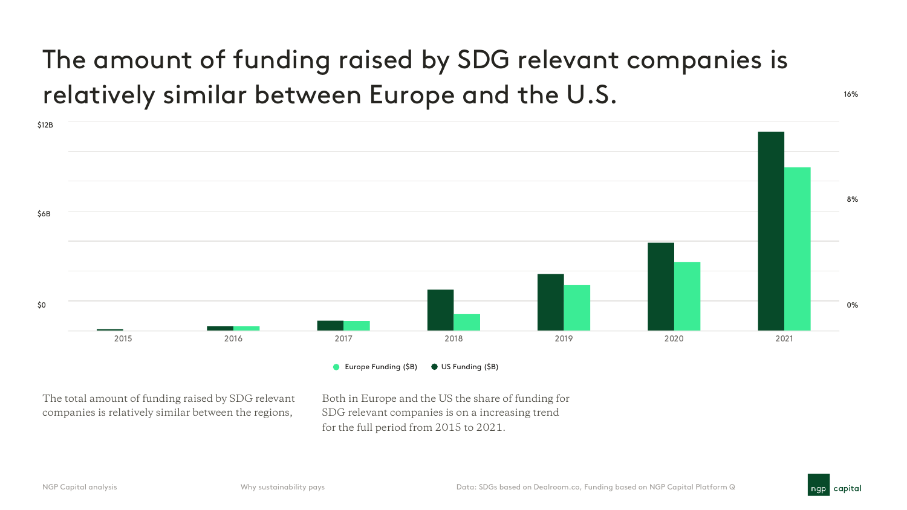# The amount of funding raised by SDG relevant companies is relatively similar between Europe and the U.S.

$12B

$6B

$0

16%

8%

0%

2015 2016 2017 2018 2019 2020 2021

Europe Funding ($B) US Funding ($B)

The total amount of funding raised by SDG relevant companies is relatively similar between the regions,

Both in Europe and the US the share of funding for SDG relevant companies is on a increasing trend for the full period from 2015 to 2021.

Data: SDGs based on Dealroom.co, Funding based on NGP Capital Platform Q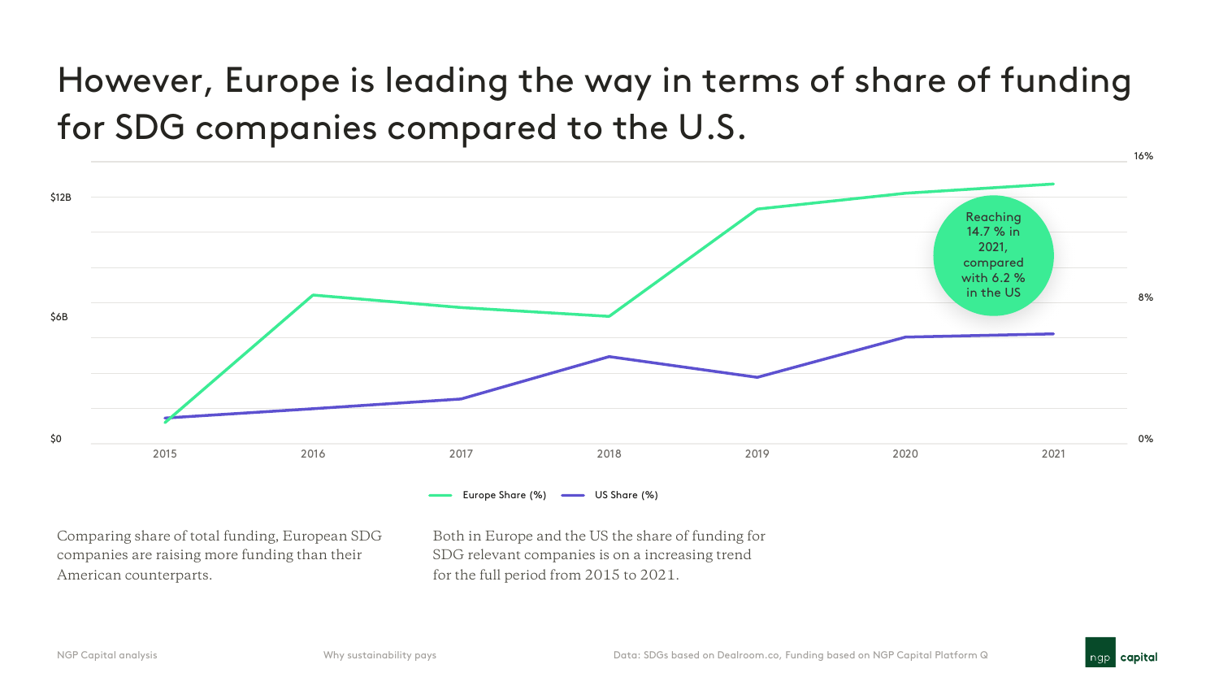# However, Europe is leading the way in terms of share of funding for SDG companies compared to the U.S.

$12B

$6B

$0

16%

8%

0%

2015 2016 2017 2018 2019 2020 2021

Reaching 14.7 % in 2021, compared with 6.2 % in the US

Europe Share (%) US Share (%)

Comparing share of total funding, European SDG companies are raising more funding than their American counterparts.

Both in Europe and the US the share of funding for SDG relevant companies is on a increasing trend for the full period from 2015 to 2021.

Data: SDGs based on Dealroom.co, Funding based on NGP Capital Platform Q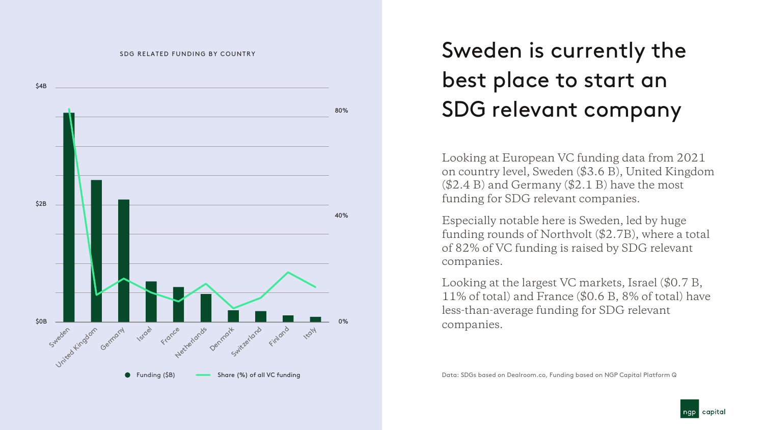SDG RELATED FUNDING BY COUNTRY

| Country | Funding ($B) | Share (%) of all VC funding |
|---|---|---|
| Sweden | | |
| United Kingdom | | |
| Germany | | |
| Israel | | |
| France | | |
| Netherlands | | |
| Denmark | | |
| Switzerland | | |
| Finland | | |
| Italy | | |

Funding ($B) — Share (%) of all VC funding

# Sweden is currently the best place to start an SDG relevant company

Looking at European VC funding data from 2021 on country level, Sweden ($3.6 B), United Kingdom ($2.4 B) and Germany ($2.1 B) have the most funding for SDG relevant companies.

Especially notable here is Sweden, led by huge funding rounds of Northvolt ($2.7B), where a total of 82% of VC funding is raised by SDG relevant companies.

Looking at the largest VC markets, Israel ($0.7 B, 11% of total) and France ($0.6 B, 8% of total) have less-than-average funding for SDG relevant companies.

Data: SDGs based on Dealroom.co, Funding based on NGP Capital Platform Q

ngp capital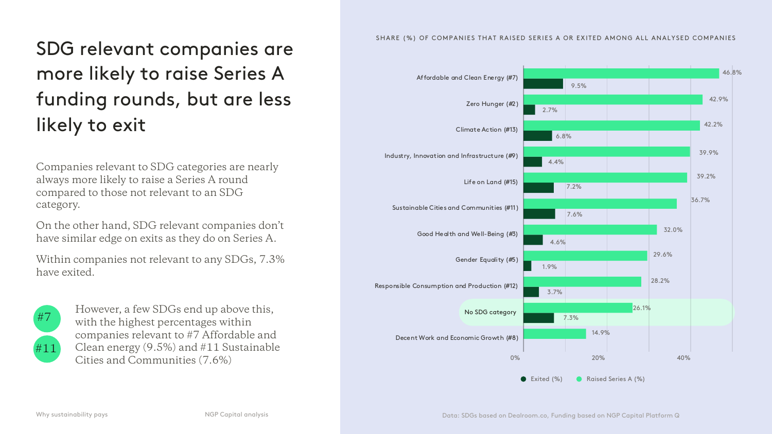# SDG relevant companies are more likely to raise Series A funding rounds, but are less likely to exit

Companies relevant to SDG categories are nearly always more likely to raise a Series A round compared to those not relevant to an SDG category.

On the other hand, SDG relevant companies don't have similar edge on exits as they do on Series A.

Within companies not relevant to any SDGs, 7.3% have exited.

**#7** **#11** However, a few SDGs end up above this, with the highest percentages within companies relevant to #7 Affordable and Clean energy (9.5%) and #11 Sustainable Cities and Communities (7.6%)

SHARE (%) OF COMPANIES THAT RAISED SERIES A OR EXITED AMONG ALL ANALYSED COMPANIES

| SDG category | Raised Series A (%) | Exited (%) |
|---|---|---|
| Affordable and Clean Energy (#7) | 46.8% | 9.5% |
| Zero Hunger (#2) | 42.9% | 2.7% |
| Climate Action (#13) | 42.2% | 6.8% |
| Industry, Innovation and Infrastructure (#9) | 39.9% | 4.4% |
| Life on Land (#15) | 39.2% | 7.2% |
| Sustainable Cities and Communities (#11) | 36.7% | 7.6% |
| Good Health and Well-Being (#3) | 32.0% | 4.6% |
| Gender Equality (#5) | 29.6% | 1.9% |
| Responsible Consumption and Production (#12) | 28.2% | 3.7% |
| No SDG category | 26.1% | 7.3% |
| Decent Work and Economic Growth (#8) | 14.9% | |

Data: SDGs based on Dealroom.co, Funding based on NGP Capital Platform Q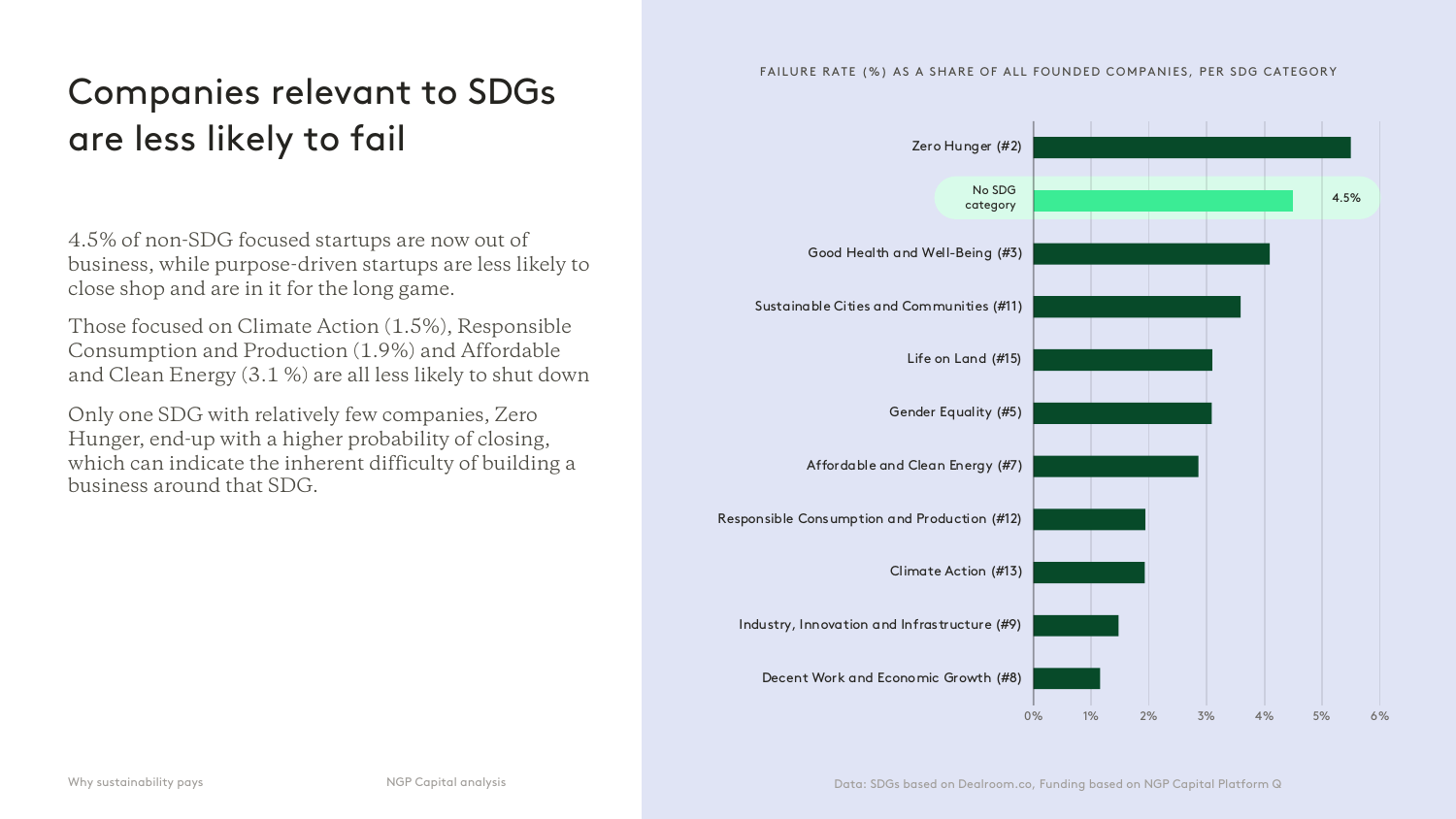# Companies relevant to SDGs are less likely to fail

4.5% of non-SDG focused startups are now out of business, while purpose-driven startups are less likely to close shop and are in it for the long game.

Those focused on Climate Action (1.5%), Responsible Consumption and Production (1.9%) and Affordable and Clean Energy (3.1 %) are all less likely to shut down

Only one SDG with relatively few companies, Zero Hunger, end-up with a higher probability of closing, which can indicate the inherent difficulty of building a business around that SDG.

FAILURE RATE (%) AS A SHARE OF ALL FOUNDED COMPANIES, PER SDG CATEGORY

- Zero Hunger (#2)
- No SDG category — 4.5%
- Good Health and Well-Being (#3)
- Sustainable Cities and Communities (#11)
- Life on Land (#15)
- Gender Equality (#5)
- Affordable and Clean Energy (#7)
- Responsible Consumption and Production (#12)
- Climate Action (#13)
- Industry, Innovation and Infrastructure (#9)
- Decent Work and Economic Growth (#8)

0% 1% 2% 3% 4% 5% 6%

Data: SDGs based on Dealroom.co, Funding based on NGP Capital Platform Q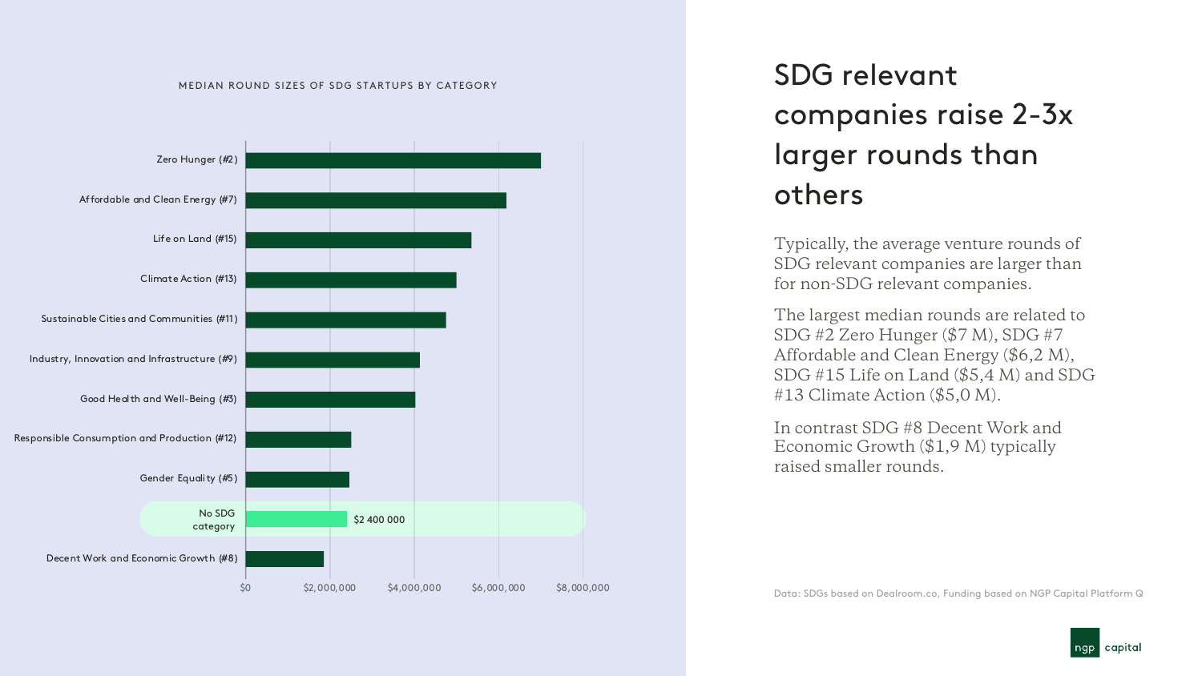MEDIAN ROUND SIZES OF SDG STARTUPS BY CATEGORY

| Category | Median round size |
|---|---|
| Zero Hunger (#2) | |
| Affordable and Clean Energy (#7) | |
| Life on Land (#15) | |
| Climate Action (#13) | |
| Sustainable Cities and Communities (#11) | |
| Industry, Innovation and Infrastructure (#9) | |
| Good Health and Well-Being (#3) | |
| Responsible Consumption and Production (#12) | |
| Gender Equality (#5) | |
| No SDG category | $2 400 000 |
| Decent Work and Economic Growth (#8) | |

$0 | $2,000,000 | $4,000,000 | $6,000,000 | $8,000,000

# SDG relevant companies raise 2-3x larger rounds than others

Typically, the average venture rounds of SDG relevant companies are larger than for non-SDG relevant companies.

The largest median rounds are related to SDG #2 Zero Hunger ($7 M), SDG #7 Affordable and Clean Energy ($6,2 M), SDG #15 Life on Land ($5,4 M) and SDG #13 Climate Action ($5,0 M).

In contrast SDG #8 Decent Work and Economic Growth ($1,9 M) typically raised smaller rounds.

Data: SDGs based on Dealroom.co, Funding based on NGP Capital Platform Q

ngp capital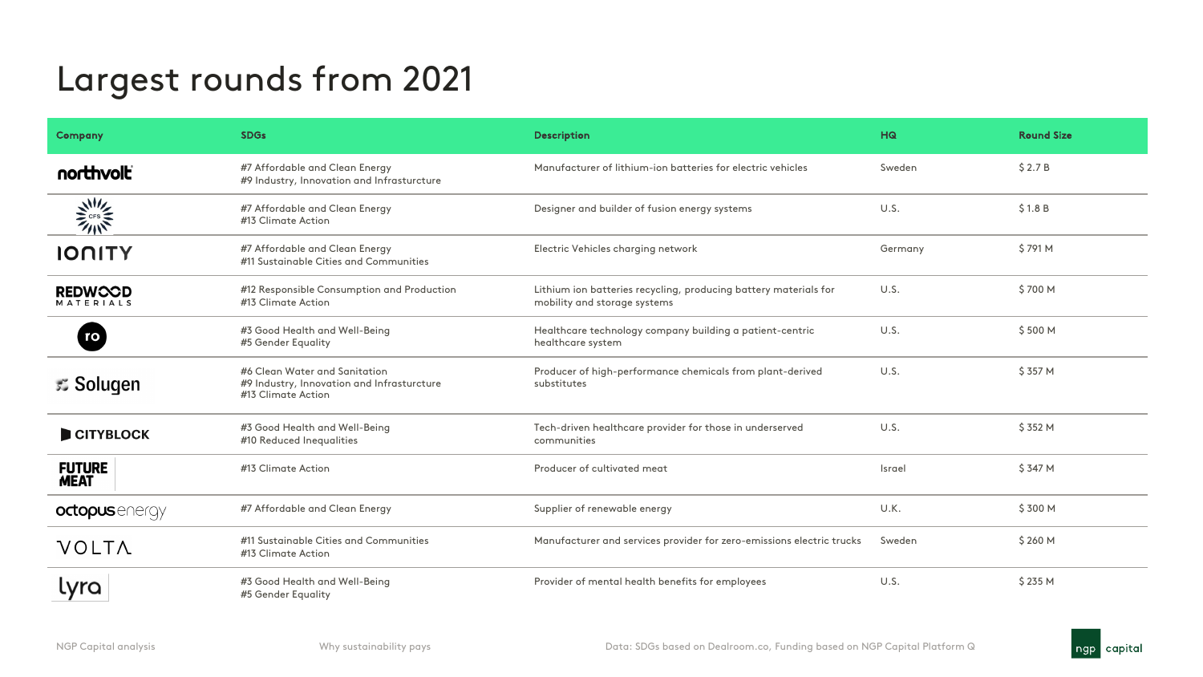# Largest rounds from 2021

| Company | SDGs | Description | HQ | Round Size |
|---|---|---|---|---|
| northvolt | #7 Affordable and Clean Energy<br>#9 Industry, Innovation and Infrasturcture | Manufacturer of lithium-ion batteries for electric vehicles | Sweden | $ 2.7 B |
| CFS | #7 Affordable and Clean Energy<br>#13 Climate Action | Designer and builder of fusion energy systems | U.S. | $ 1.8 B |
| IONITY | #7 Affordable and Clean Energy<br>#11 Sustainable Cities and Communities | Electric Vehicles charging network | Germany | $ 791 M |
| REDWOOD MATERIALS | #12 Responsible Consumption and Production<br>#13 Climate Action | Lithium ion batteries recycling, producing battery materials for mobility and storage systems | U.S. | $ 700 M |
| ro | #3 Good Health and Well-Being<br>#5 Gender Equality | Healthcare technology company building a patient-centric healthcare system | U.S. | $ 500 M |
| Solugen | #6 Clean Water and Sanitation<br>#9 Industry, Innovation and Infrasturcture<br>#13 Climate Action | Producer of high-performance chemicals from plant-derived substitutes | U.S. | $ 357 M |
| CITYBLOCK | #3 Good Health and Well-Being<br>#10 Reduced Inequalities | Tech-driven healthcare provider for those in underserved communities | U.S. | $ 352 M |
| FUTURE MEAT | #13 Climate Action | Producer of cultivated meat | Israel | $ 347 M |
| octopus energy | #7 Affordable and Clean Energy | Supplier of renewable energy | U.K. | $ 300 M |
| VOLTA | #11 Sustainable Cities and Communities<br>#13 Climate Action | Manufacturer and services provider for zero-emissions electric trucks | Sweden | $ 260 M |
| lyra | #3 Good Health and Well-Being<br>#5 Gender Equality | Provider of mental health benefits for employees | U.S. | $ 235 M |

Data: SDGs based on Dealroom.co, Funding based on NGP Capital Platform Q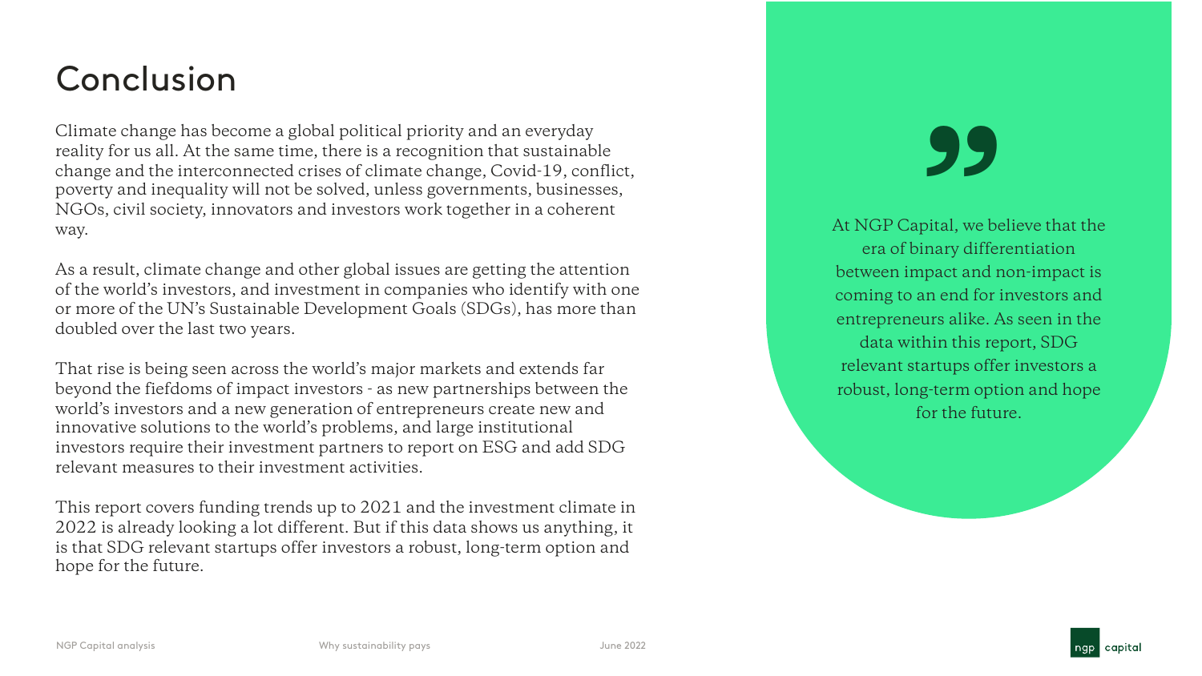# Conclusion

Climate change has become a global political priority and an everyday reality for us all. At the same time, there is a recognition that sustainable change and the interconnected crises of climate change, Covid-19, conflict, poverty and inequality will not be solved, unless governments, businesses, NGOs, civil society, innovators and investors work together in a coherent way.

As a result, climate change and other global issues are getting the attention of the world's investors, and investment in companies who identify with one or more of the UN's Sustainable Development Goals (SDGs), has more than doubled over the last two years.

That rise is being seen across the world's major markets and extends far beyond the fiefdoms of impact investors - as new partnerships between the world's investors and a new generation of entrepreneurs create new and innovative solutions to the world's problems, and large institutional investors require their investment partners to report on ESG and add SDG relevant measures to their investment activities.

This report covers funding trends up to 2021 and the investment climate in 2022 is already looking a lot different. But if this data shows us anything, it is that SDG relevant startups offer investors a robust, long-term option and hope for the future.

> At NGP Capital, we believe that the era of binary differentiation between impact and non-impact is coming to an end for investors and entrepreneurs alike. As seen in the data within this report, SDG relevant startups offer investors a robust, long-term option and hope for the future.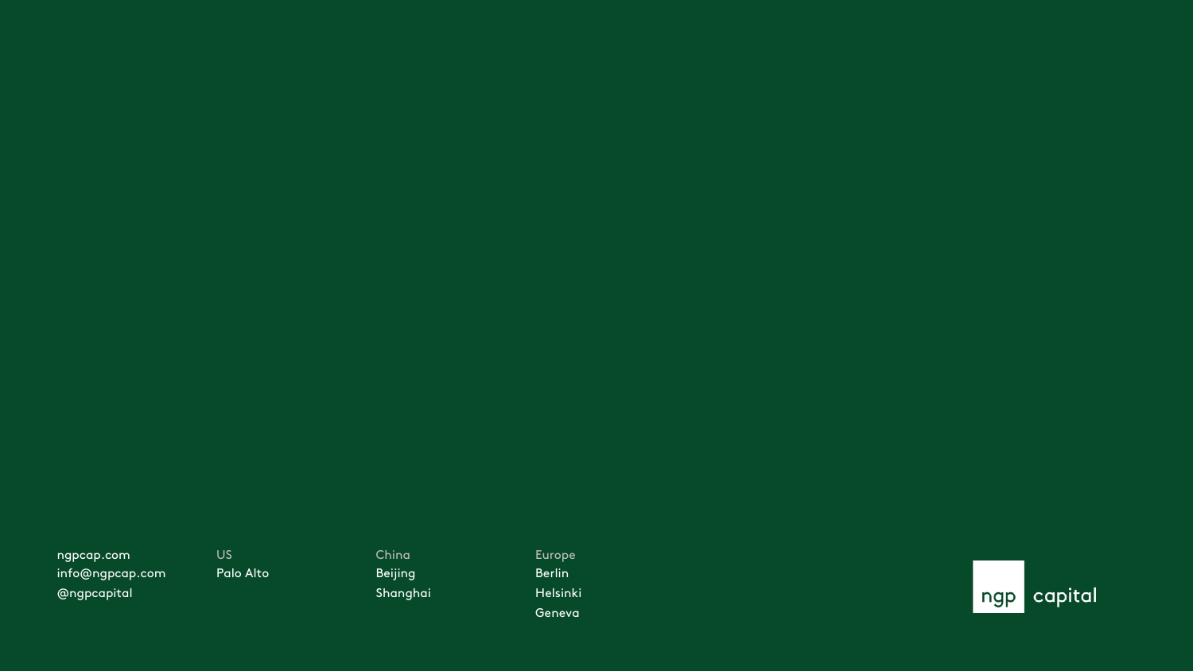ngpcap.com
info@ngpcap.com
@ngpcapital

US
Palo Alto

China
Beijing
Shanghai

Europe
Berlin
Helsinki
Geneva

ngp capital